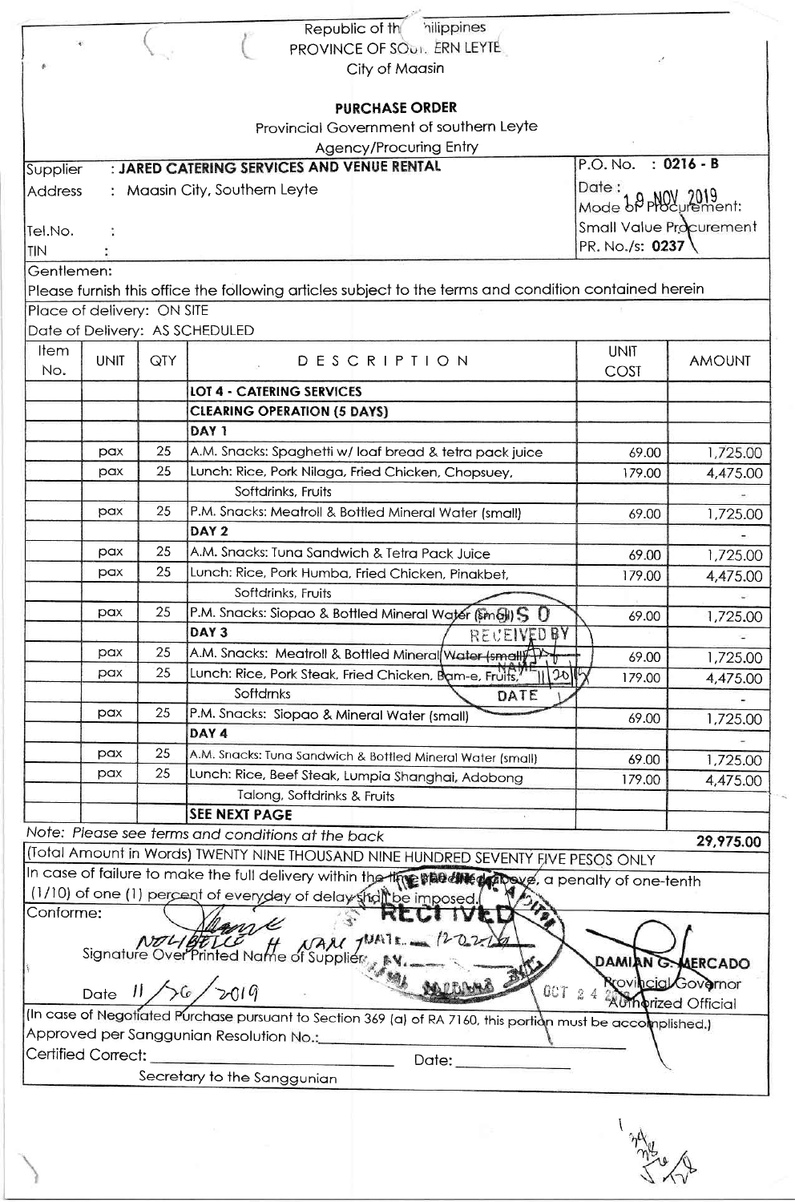Republic of the Philippines
PROVINCE OF SOUTHERN LEYTE
City of Maasin

**PURCHASE ORDER**

Provincial Government of southern Leyte

Agency/Procuring Entry

| | |
|---|---|
| Supplier : **JARED CATERING SERVICES AND VENUE RENTAL** | P.O. No. : **0216 - B** |
| Address : Maasin City, Southern Leyte | Date : 19 NOV 2019 |
| | Mode of Procurement: |
| Tel.No. : | Small Value Procurement |
| TIN : | PR. No./s: **0237** |

Gentlemen:

Please furnish this office the following articles subject to the terms and condition contained herein

Place of delivery: ON SITE

Date of Delivery: AS SCHEDULED

| Item No. | UNIT | QTY | DESCRIPTION | UNIT COST | AMOUNT |
|---|---|---|---|---|---|
| | | | **LOT 4 - CATERING SERVICES** | | |
| | | | **CLEARING OPERATION (5 DAYS)** | | |
| | | | **DAY 1** | | |
| | pax | 25 | A.M. Snacks: Spaghetti w/ loaf bread & tetra pack juice | 69.00 | 1,725.00 |
| | pax | 25 | Lunch: Rice, Pork Nilaga, Fried Chicken, Chopsuey, | 179.00 | 4,475.00 |
| | | | Softdrinks, Fruits | | - |
| | pax | 25 | P.M. Snacks: Meatroll & Bottled Mineral Water (small) | 69.00 | 1,725.00 |
| | | | **DAY 2** | | - |
| | pax | 25 | A.M. Snacks: Tuna Sandwich & Tetra Pack Juice | 69.00 | 1,725.00 |
| | pax | 25 | Lunch: Rice, Pork Humba, Fried Chicken, Pinakbet, | 179.00 | 4,475.00 |
| | | | Softdrinks, Fruits | | - |
| | pax | 25 | P.M. Snacks: Siopao & Bottled Mineral Water (small) | 69.00 | 1,725.00 |
| | | | **DAY 3** | | - |
| | pax | 25 | A.M. Snacks: Meatroll & Bottled Mineral Water (small) | 69.00 | 1,725.00 |
| | pax | 25 | Lunch: Rice, Pork Steak, Fried Chicken, Bam-e, Fruits, | 179.00 | 4,475.00 |
| | | | Softdrnks | | - |
| | pax | 25 | P.M. Snacks: Siopao & Mineral Water (small) | 69.00 | 1,725.00 |
| | | | **DAY 4** | | - |
| | pax | 25 | A.M. Snacks: Tuna Sandwich & Bottled Mineral Water (small) | 69.00 | 1,725.00 |
| | pax | 25 | Lunch: Rice, Beef Steak, Lumpia Shanghai, Adobong | 179.00 | 4,475.00 |
| | | | Talong, Softdrinks & Fruits | | |
| | | | **SEE NEXT PAGE** | | |

*Note: Please see terms and conditions at the back* **29,975.00**

(Total Amount in Words) TWENTY NINE THOUSAND NINE HUNDRED SEVENTY FIVE PESOS ONLY

In case of failure to make the full delivery within the time specified above, a penalty of one-tenth (1/10) of one (1) percent of everyday of delay shall be imposed.

Conforme:

NOLIBELLE H. NAM
Signature Over Printed Name of Supplier

Date 11/26/2019

**DAMIAN G. MERCADO**
Provincial Governor
Authorized Official

(In case of Negotiated Purchase pursuant to Section 369 (a) of RA 7160, this portion must be accomplished.)

Approved per Sanggunian Resolution No.:\_\_\_\_\_\_\_\_\_\_\_\_

Certified Correct: \_\_\_\_\_\_\_\_\_\_\_\_ Date: \_\_\_\_\_\_\_\_\_\_\_\_

Secretary to the Sanggunian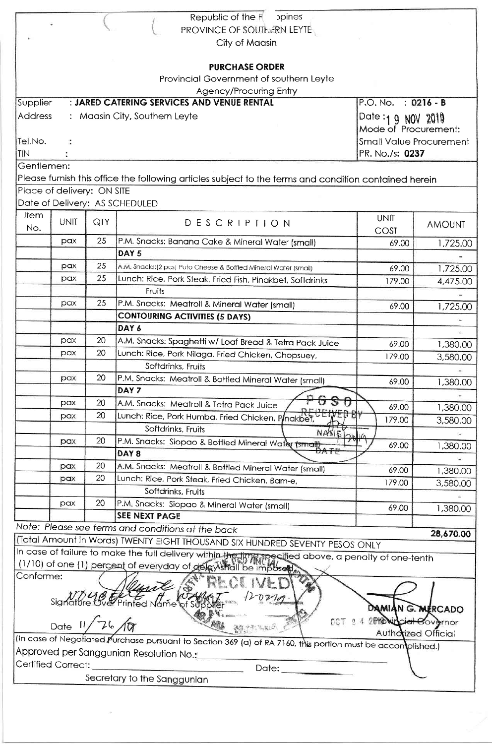Republic of the Philippines
PROVINCE OF SOUTHERN LEYTE
City of Maasin

## PURCHASE ORDER

Provincial Government of southern Leyte
Agency/Procuring Entry

| | | |
|---|---|---|
| Supplier | : **JARED CATERING SERVICES AND VENUE RENTAL** | P.O. No. : **0216 - B** |
| Address | : Maasin City, Southern Leyte | Date : 19 NOV 2019 |
| | | Mode of Procurement: |
| Tel.No. | : | Small Value Procurement |
| TIN | : | PR. No./s: **0237** |

Gentlemen:
Please furnish this office the following articles subject to the terms and condition contained herein
Place of delivery: ON SITE
Date of Delivery: AS SCHEDULED

| Item No. | UNIT | QTY | DESCRIPTION | UNIT COST | AMOUNT |
|---|---|---|---|---|---|
| | pax | 25 | P.M. Snacks: Banana Cake & Mineral Water (small) | 69.00 | 1,725.00 |
| | | | **DAY 5** | | - |
| | pax | 25 | A.M. Snacks:(2 pcs) Puto Cheese & Bottled Mineral Water (small) | 69.00 | 1,725.00 |
| | pax | 25 | Lunch: Rice, Pork Steak, Fried Fish, Pinakbet, Softdrinks | 179.00 | 4,475.00 |
| | | | Fruits | | - |
| | pax | 25 | P.M. Snacks: Meatroll & Mineral Water (small) | 69.00 | 1,725.00 |
| | | | **CONTOURING ACTIVITIES (5 DAYS)** | | - |
| | | | **DAY 6** | | - |
| | pax | 20 | A.M. Snacks: Spaghetti w/ Loaf Bread & Tetra Pack Juice | 69.00 | 1,380.00 |
| | pax | 20 | Lunch: Rice, Pork Nilaga, Fried Chicken, Chopsuey, | 179.00 | 3,580.00 |
| | | | Softdrinks, Fruits | | - |
| | pax | 20 | P.M. Snacks: Meatroll & Bottled Mineral Water (small) | 69.00 | 1,380.00 |
| | | | **DAY 7** | | - |
| | pax | 20 | A.M. Snacks: Meatroll & Tetra Pack Juice | 69.00 | 1,380.00 |
| | pax | 20 | Lunch: Rice, Pork Humba, Fried Chicken, Pinakbet, | 179.00 | 3,580.00 |
| | | | Softdrinks, Fruits | | - |
| | pax | 20 | P.M. Snacks: Siopao & Bottled Mineral Water (small) | 69.00 | 1,380.00 |
| | | | **DAY 8** | | - |
| | pax | 20 | A.M. Snacks: Meatroll & Bottled Mineral Water (small) | 69.00 | 1,380.00 |
| | pax | 20 | Lunch: Rice, Pork Steak, Fried Chicken, Bam-e, | 179.00 | 3,580.00 |
| | | | Softdrinks, Fruits | | - |
| | pax | 20 | P.M. Snacks: Siopao & Mineral Water (small) | 69.00 | 1,380.00 |
| | | | **SEE NEXT PAGE** | | |

*Note: Please see terms and conditions at the back* **28,670.00**

(Total Amount in Words) TWENTY EIGHT THOUSAND SIX HUNDRED SEVENTY PESOS ONLY

In case of failure to make the full delivery within the time specified above, a penalty of one-tenth (1/10) of one (1) percent of everyday of delay shall be imposed.

Conforme:

Signature Over Printed Name of Supplier

Date 11/26/19

**DAMIAN G. MERCADO**
Provincial Governor
Authorized Official

(In case of Negotiated Purchase pursuant to Section 369 (a) of RA 7160, this portion must be accomplished.)

Approved per Sanggunian Resolution No.: ______________________

Certified Correct: ______________________ Date: __________

Secretary to the Sanggunian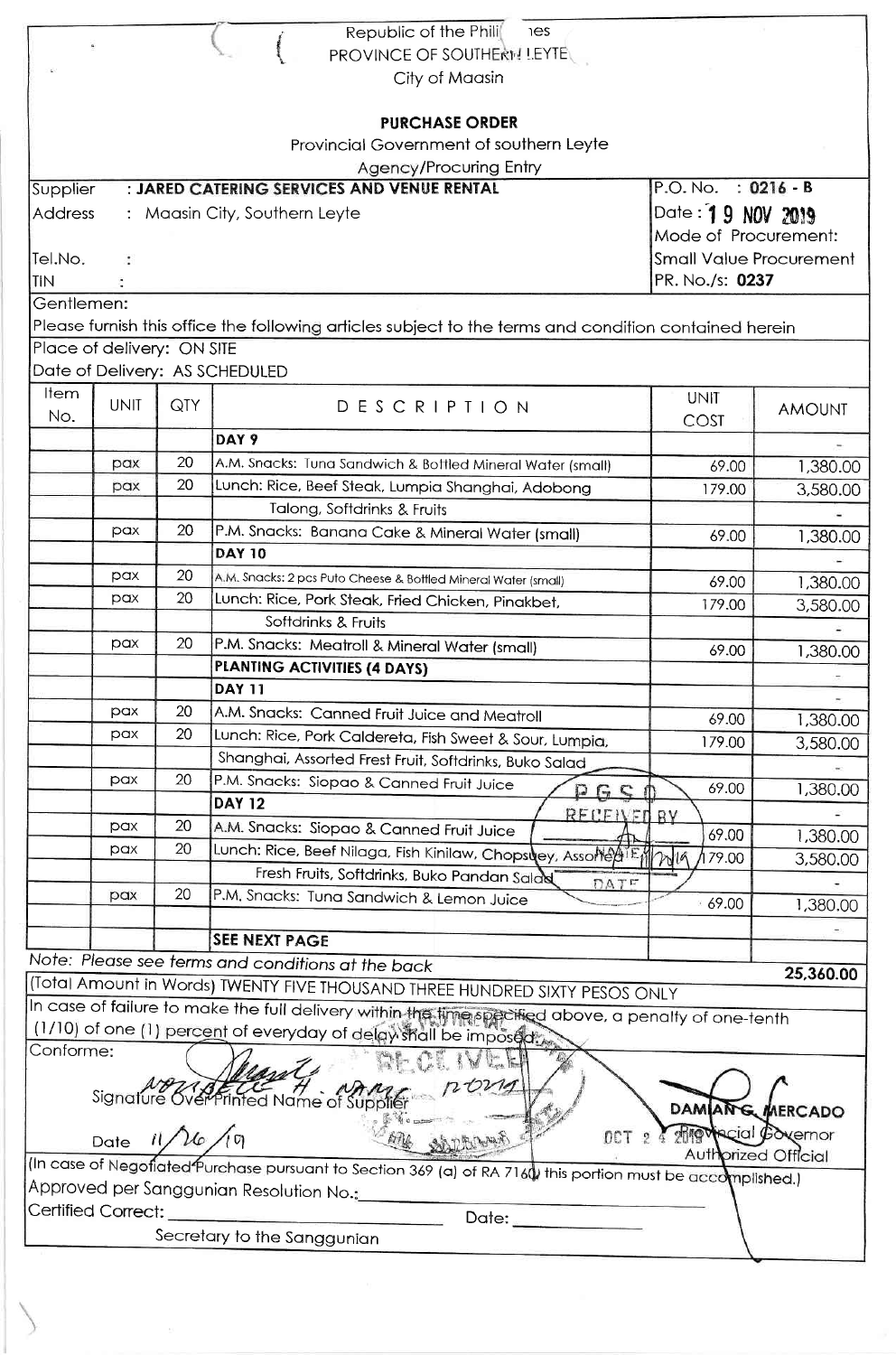Republic of the Philippines
PROVINCE OF SOUTHERN LEYTE
City of Maasin

## PURCHASE ORDER

Provincial Government of southern Leyte
Agency/Procuring Entry

| Supplier | : JARED CATERING SERVICES AND VENUE RENTAL | P.O. No. : 0216 - B |
|---|---|---|
| Address | : Maasin City, Southern Leyte | Date : 19 NOV 2019 |
| | | Mode of Procurement: |
| Tel.No. | : | Small Value Procurement |
| TIN | : | PR. No./s: 0237 |

Gentlemen:

Please furnish this office the following articles subject to the terms and condition contained herein

Place of delivery: ON SITE

Date of Delivery: AS SCHEDULED

| Item No. | UNIT | QTY | DESCRIPTION | UNIT COST | AMOUNT |
|---|---|---|---|---|---|
| | | | **DAY 9** | | - |
| | pax | 20 | A.M. Snacks: Tuna Sandwich & Bottled Mineral Water (small) | 69.00 | 1,380.00 |
| | pax | 20 | Lunch: Rice, Beef Steak, Lumpia Shanghai, Adobong | 179.00 | 3,580.00 |
| | | | Talong, Softdrinks & Fruits | | - |
| | pax | 20 | P.M. Snacks: Banana Cake & Mineral Water (small) | 69.00 | 1,380.00 |
| | | | **DAY 10** | | - |
| | pax | 20 | A.M. Snacks: 2 pcs Puto Cheese & Bottled Mineral Water (small) | 69.00 | 1,380.00 |
| | pax | 20 | Lunch: Rice, Pork Steak, Fried Chicken, Pinakbet, | 179.00 | 3,580.00 |
| | | | Softdrinks & Fruits | | - |
| | pax | 20 | P.M. Snacks: Meatroll & Mineral Water (small) | 69.00 | 1,380.00 |
| | | | **PLANTING ACTIVITIES (4 DAYS)** | | - |
| | | | **DAY 11** | | - |
| | pax | 20 | A.M. Snacks: Canned Fruit Juice and Meatroll | 69.00 | 1,380.00 |
| | pax | 20 | Lunch: Rice, Pork Caldereta, Fish Sweet & Sour, Lumpia, | 179.00 | 3,580.00 |
| | | | Shanghai, Assorted Frest Fruit, Softdrinks, Buko Salad | | - |
| | pax | 20 | P.M. Snacks: Siopao & Canned Fruit Juice | 69.00 | 1,380.00 |
| | | | **DAY 12** | | - |
| | pax | 20 | A.M. Snacks: Siopao & Canned Fruit Juice | 69.00 | 1,380.00 |
| | pax | 20 | Lunch: Rice, Beef Nilaga, Fish Kinilaw, Chopsuey, Assorted | 179.00 | 3,580.00 |
| | | | Fresh Fruits, Softdrinks, Buko Pandan Salad | | - |
| | pax | 20 | P.M. Snacks: Tuna Sandwich & Lemon Juice | 69.00 | 1,380.00 |
| | | | | | - |
| | | | **SEE NEXT PAGE** | | |

Note: Please see terms and conditions at the back — **25,360.00**

(Total Amount in Words) TWENTY FIVE THOUSAND THREE HUNDRED SIXTY PESOS ONLY

In case of failure to make the full delivery within the time specified above, a penalty of one-tenth (1/10) of one (1) percent of everyday of delay shall be imposed.

Conforme:

Signature Over Printed Name of Supplier

Date 11/26/19

**DAMIAN G. MERCADO**
Provincial Governor
Authorized Official

OCT 24 2019

(In case of Negotiated Purchase pursuant to Section 369 (a) of RA 7160 this portion must be accomplished.)

Approved per Sanggunian Resolution No.:____________________

Certified Correct: ____________________ Date: ____________
Secretary to the Sanggunian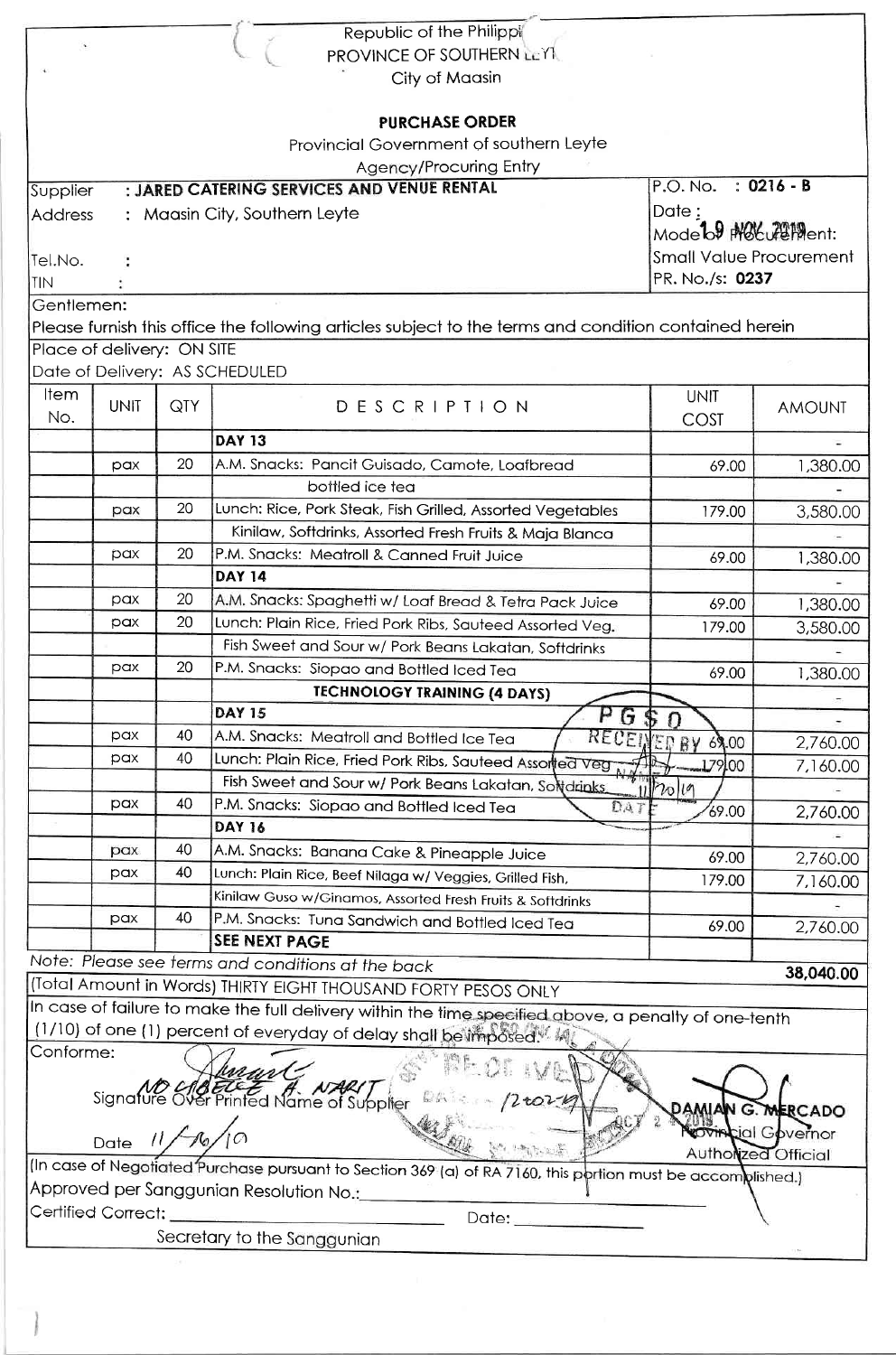Republic of the Philippines
PROVINCE OF SOUTHERN LEYTE
City of Maasin

**PURCHASE ORDER**

Provincial Government of southern Leyte
Agency/Procuring Entry

| | |
|---|---|
| Supplier : **JARED CATERING SERVICES AND VENUE RENTAL** | P.O. No. : **0216 - B** |
| Address : Maasin City, Southern Leyte | Date : 19 NOV 2019 |
| | Mode of Procurement: |
| Tel.No. : | Small Value Procurement |
| TIN : | PR. No./s: **0237** |

Gentlemen:

Please furnish this office the following articles subject to the terms and condition contained herein

Place of delivery: ON SITE

Date of Delivery: AS SCHEDULED

| Item No. | UNIT | QTY | DESCRIPTION | UNIT COST | AMOUNT |
|---|---|---|---|---|---|
| | | | **DAY 13** | | - |
| | pax | 20 | A.M. Snacks: Pancit Guisado, Camote, Loafbread | 69.00 | 1,380.00 |
| | | | bottled ice tea | | - |
| | pax | 20 | Lunch: Rice, Pork Steak, Fish Grilled, Assorted Vegetables | 179.00 | 3,580.00 |
| | | | Kinilaw, Softdrinks, Assorted Fresh Fruits & Maja Blanca | | - |
| | pax | 20 | P.M. Snacks: Meatroll & Canned Fruit Juice | 69.00 | 1,380.00 |
| | | | **DAY 14** | | - |
| | pax | 20 | A.M. Snacks: Spaghetti w/ Loaf Bread & Tetra Pack Juice | 69.00 | 1,380.00 |
| | pax | 20 | Lunch: Plain Rice, Fried Pork Ribs, Sauteed Assorted Veg. | 179.00 | 3,580.00 |
| | | | Fish Sweet and Sour w/ Pork Beans Lakatan, Softdrinks | | - |
| | pax | 20 | P.M. Snacks: Siopao and Bottled Iced Tea | 69.00 | 1,380.00 |
| | | | **TECHNOLOGY TRAINING (4 DAYS)** | | - |
| | | | **DAY 15** | | - |
| | pax | 40 | A.M. Snacks: Meatroll and Bottled Ice Tea | 69.00 | 2,760.00 |
| | pax | 40 | Lunch: Plain Rice, Fried Pork Ribs, Sauteed Assorted Veg. | 179.00 | 7,160.00 |
| | | | Fish Sweet and Sour w/ Pork Beans Lakatan, Softdrinks | | - |
| | pax | 40 | P.M. Snacks: Siopao and Bottled Iced Tea | 69.00 | 2,760.00 |
| | | | **DAY 16** | | - |
| | pax | 40 | A.M. Snacks: Banana Cake & Pineapple Juice | 69.00 | 2,760.00 |
| | pax | 40 | Lunch: Plain Rice, Beef Nilaga w/ Veggies, Grilled Fish, | 179.00 | 7,160.00 |
| | | | Kinilaw Guso w/Ginamos, Assorted Fresh Fruits & Softdrinks | | - |
| | pax | 40 | P.M. Snacks: Tuna Sandwich and Bottled Iced Tea | 69.00 | 2,760.00 |
| | | | **SEE NEXT PAGE** | | |

*Note: Please see terms and conditions at the back* **38,040.00**

(Total Amount in Words) THIRTY EIGHT THOUSAND FORTY PESOS ONLY

In case of failure to make the full delivery within the time specified above, a penalty of one-tenth (1/10) of one (1) percent of everyday of delay shall be imposed.

Conforme:

NO GIBETEE A. NARIT
Signature Over Printed Name of Supplier

Date 11/16/19

DAMIAN G. MERCADO
Provincial Governor
Authorized Official

(In case of Negotiated Purchase pursuant to Section 369 (a) of RA 7160, this portion must be accomplished.)

Approved per Sanggunian Resolution No.:\_\_\_\_\_\_\_\_\_\_\_\_

Certified Correct: \_\_\_\_\_\_\_\_\_\_\_\_ Date: \_\_\_\_\_\_\_\_\_\_\_\_

Secretary to the Sanggunian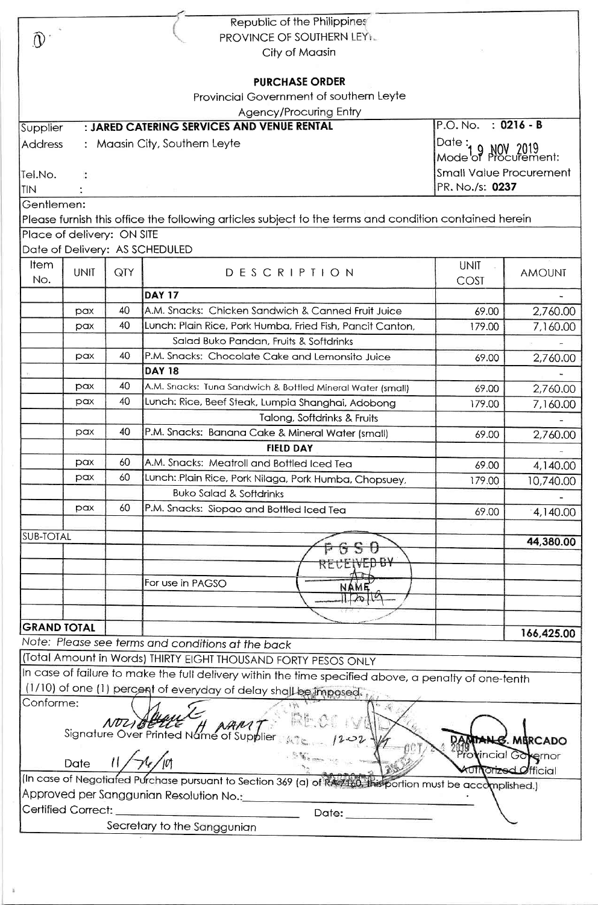Republic of the Philippines
PROVINCE OF SOUTHERN LEYTE
City of Maasin

# PURCHASE ORDER

Provincial Government of southern Leyte
Agency/Procuring Entry

| | |
|---|---|
| Supplier : **JARED CATERING SERVICES AND VENUE RENTAL** | P.O. No. : **0216 - B** |
| Address : Maasin City, Southern Leyte | Date : 19 NOV 2019 |
| | Mode of Procurement: |
| Tel.No. : | Small Value Procurement |
| TIN : | PR. No./s: **0237** |

Gentlemen:

Please furnish this office the following articles subject to the terms and condition contained herein

Place of delivery: ON SITE

Date of Delivery: AS SCHEDULED

| Item No. | UNIT | QTY | DESCRIPTION | UNIT COST | AMOUNT |
|---|---|---|---|---|---|
| | | | **DAY 17** | | - |
| | pax | 40 | A.M. Snacks: Chicken Sandwich & Canned Fruit Juice | 69.00 | 2,760.00 |
| | pax | 40 | Lunch: Plain Rice, Pork Humba, Fried Fish, Pancit Canton, | 179.00 | 7,160.00 |
| | | | Salad Buko Pandan, Fruits & Softdrinks | | - |
| | pax | 40 | P.M. Snacks: Chocolate Cake and Lemonsito Juice | 69.00 | 2,760.00 |
| | | | **DAY 18** | | - |
| | pax | 40 | A.M. Snacks: Tuna Sandwich & Bottled Mineral Water (small) | 69.00 | 2,760.00 |
| | pax | 40 | Lunch: Rice, Beef Steak, Lumpia Shanghai, Adobong | 179.00 | 7,160.00 |
| | | | Talong, Softdrinks & Fruits | | - |
| | pax | 40 | P.M. Snacks: Banana Cake & Mineral Water (small) | 69.00 | 2,760.00 |
| | | | **FIELD DAY** | | - |
| | pax | 60 | A.M. Snacks: Meatroll and Bottled Iced Tea | 69.00 | 4,140.00 |
| | pax | 60 | Lunch: Plain Rice, Pork Nilaga, Pork Humba, Chopsuey, | 179.00 | 10,740.00 |
| | | | Buko Salad & Softdrinks | | - |
| | pax | 60 | P.M. Snacks: Siopao and Bottled Iced Tea | 69.00 | 4,140.00 |
| SUB-TOTAL | | | | | **44,380.00** |
| | | | For use in PAGSO | | |
| **GRAND TOTAL** | | | | | **166,425.00** |

PGSO RECEIVED BY NAME 11/20/19

*Note: Please see terms and conditions at the back*

(Total Amount in Words) THIRTY EIGHT THOUSAND FORTY PESOS ONLY

In case of failure to make the full delivery within the time specified above, a penalty of one-tenth (1/10) of one (1) percent of everyday of delay shall be imposed.

Conforme:

NOZIBELLE H. ABAIT
Signature Over Printed Name of Supplier

Date 11/26/19

**DAMIAN G. MERCADO**
Provincial Governor
Authorized Official

(In case of Negotiated Purchase pursuant to Section 369 (a) of RA 7160, this portion must be accomplished.)

Approved per Sanggunian Resolution No.:

Certified Correct: ____________________ Date: __________

Secretary to the Sanggunian